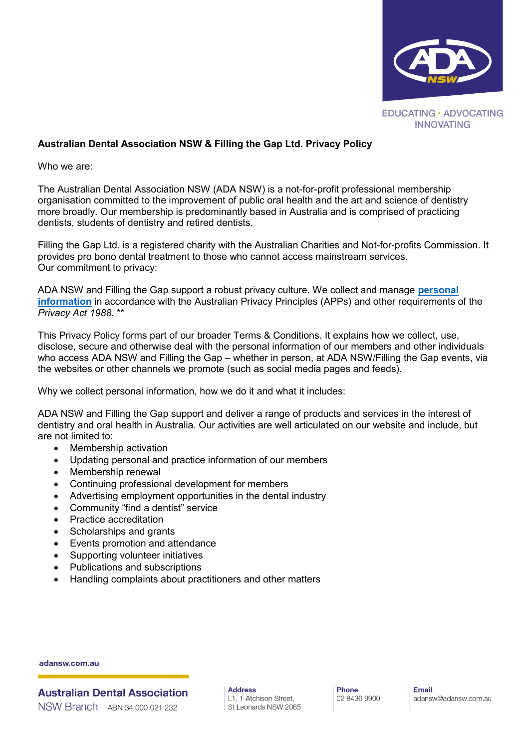EDUCATING • ADVOCATING INNOVATING

**Australian Dental Association NSW & Filling the Gap Ltd. Privacy Policy**

Who we are:

The Australian Dental Association NSW (ADA NSW) is a not-for-profit professional membership organisation committed to the improvement of public oral health and the art and science of dentistry more broadly. Our membership is predominantly based in Australia and is comprised of practicing dentists, students of dentistry and retired dentists.

Filling the Gap Ltd. is a registered charity with the Australian Charities and Not-for-profits Commission. It provides pro bono dental treatment to those who cannot access mainstream services.
Our commitment to privacy:

ADA NSW and Filling the Gap support a robust privacy culture. We collect and manage **personal information** in accordance with the Australian Privacy Principles (APPs) and other requirements of the *Privacy Act 1988.* **

This Privacy Policy forms part of our broader Terms & Conditions. It explains how we collect, use, disclose, secure and otherwise deal with the personal information of our members and other individuals who access ADA NSW and Filling the Gap – whether in person, at ADA NSW/Filling the Gap events, via the websites or other channels we promote (such as social media pages and feeds).

Why we collect personal information, how we do it and what it includes:

ADA NSW and Filling the Gap support and deliver a range of products and services in the interest of dentistry and oral health in Australia. Our activities are well articulated on our website and include, but are not limited to:

- Membership activation
- Updating personal and practice information of our members
- Membership renewal
- Continuing professional development for members
- Advertising employment opportunities in the dental industry
- Community "find a dentist" service
- Practice accreditation
- Scholarships and grants
- Events promotion and attendance
- Supporting volunteer initiatives
- Publications and subscriptions
- Handling complaints about practitioners and other matters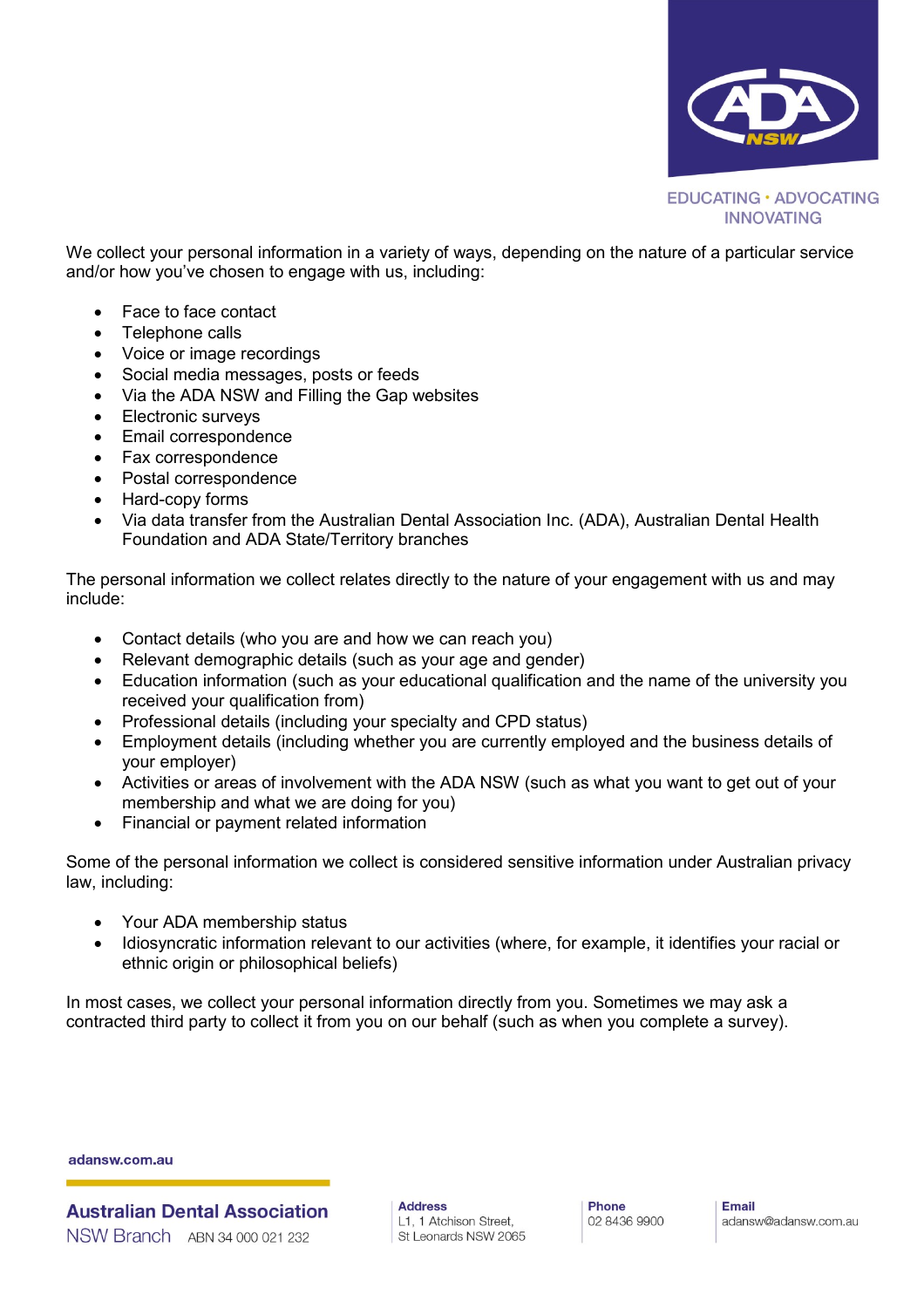We collect your personal information in a variety of ways, depending on the nature of a particular service and/or how you've chosen to engage with us, including:

- Face to face contact
- Telephone calls
- Voice or image recordings
- Social media messages, posts or feeds
- Via the ADA NSW and Filling the Gap websites
- Electronic surveys
- Email correspondence
- Fax correspondence
- Postal correspondence
- Hard-copy forms
- Via data transfer from the Australian Dental Association Inc. (ADA), Australian Dental Health Foundation and ADA State/Territory branches

The personal information we collect relates directly to the nature of your engagement with us and may include:

- Contact details (who you are and how we can reach you)
- Relevant demographic details (such as your age and gender)
- Education information (such as your educational qualification and the name of the university you received your qualification from)
- Professional details (including your specialty and CPD status)
- Employment details (including whether you are currently employed and the business details of your employer)
- Activities or areas of involvement with the ADA NSW (such as what you want to get out of your membership and what we are doing for you)
- Financial or payment related information

Some of the personal information we collect is considered sensitive information under Australian privacy law, including:

- Your ADA membership status
- Idiosyncratic information relevant to our activities (where, for example, it identifies your racial or ethnic origin or philosophical beliefs)

In most cases, we collect your personal information directly from you. Sometimes we may ask a contracted third party to collect it from you on our behalf (such as when you complete a survey).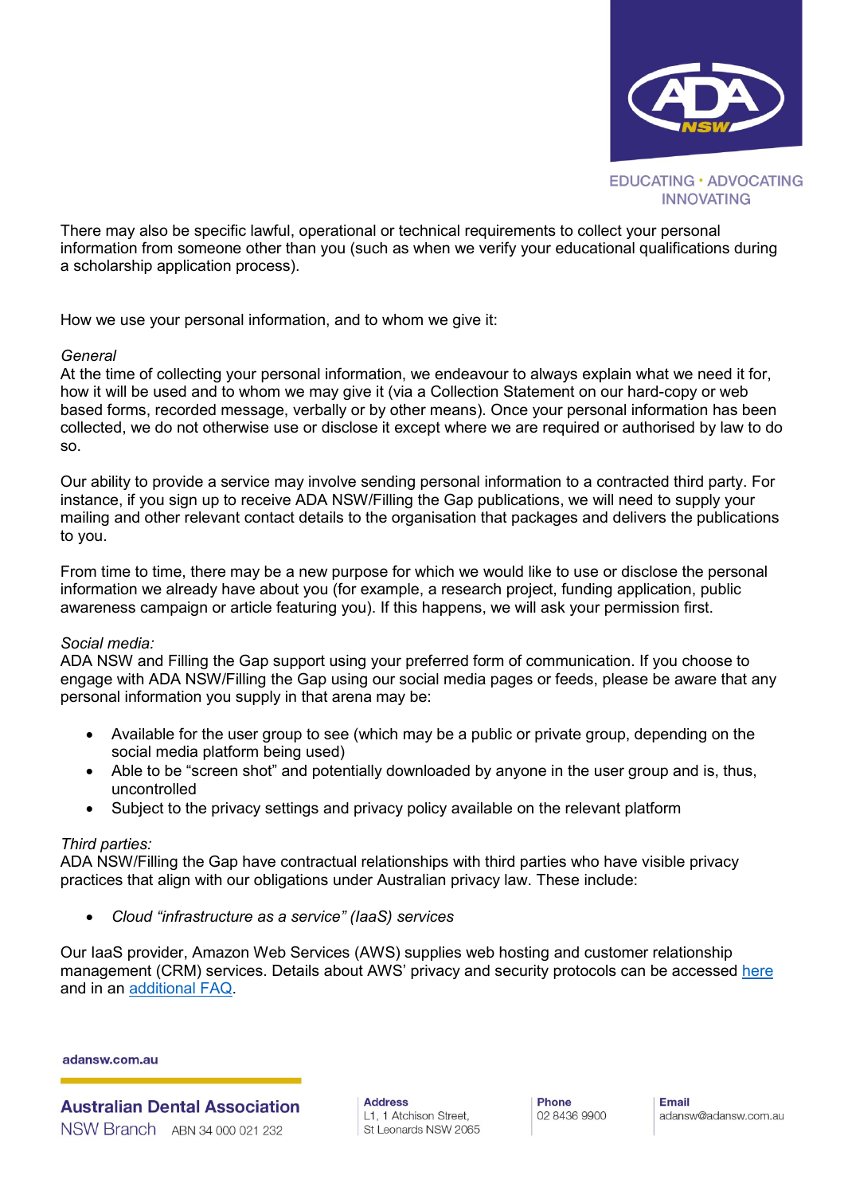There may also be specific lawful, operational or technical requirements to collect your personal information from someone other than you (such as when we verify your educational qualifications during a scholarship application process).

How we use your personal information, and to whom we give it:

*General*
At the time of collecting your personal information, we endeavour to always explain what we need it for, how it will be used and to whom we may give it (via a Collection Statement on our hard-copy or web based forms, recorded message, verbally or by other means). Once your personal information has been collected, we do not otherwise use or disclose it except where we are required or authorised by law to do so.

Our ability to provide a service may involve sending personal information to a contracted third party. For instance, if you sign up to receive ADA NSW/Filling the Gap publications, we will need to supply your mailing and other relevant contact details to the organisation that packages and delivers the publications to you.

From time to time, there may be a new purpose for which we would like to use or disclose the personal information we already have about you (for example, a research project, funding application, public awareness campaign or article featuring you). If this happens, we will ask your permission first.

*Social media:*
ADA NSW and Filling the Gap support using your preferred form of communication. If you choose to engage with ADA NSW/Filling the Gap using our social media pages or feeds, please be aware that any personal information you supply in that arena may be:

- Available for the user group to see (which may be a public or private group, depending on the social media platform being used)
- Able to be "screen shot" and potentially downloaded by anyone in the user group and is, thus, uncontrolled
- Subject to the privacy settings and privacy policy available on the relevant platform

*Third parties:*
ADA NSW/Filling the Gap have contractual relationships with third parties who have visible privacy practices that align with our obligations under Australian privacy law. These include:

- *Cloud "infrastructure as a service" (IaaS) services*

Our IaaS provider, Amazon Web Services (AWS) supplies web hosting and customer relationship management (CRM) services. Details about AWS' privacy and security protocols can be accessed here and in an additional FAQ.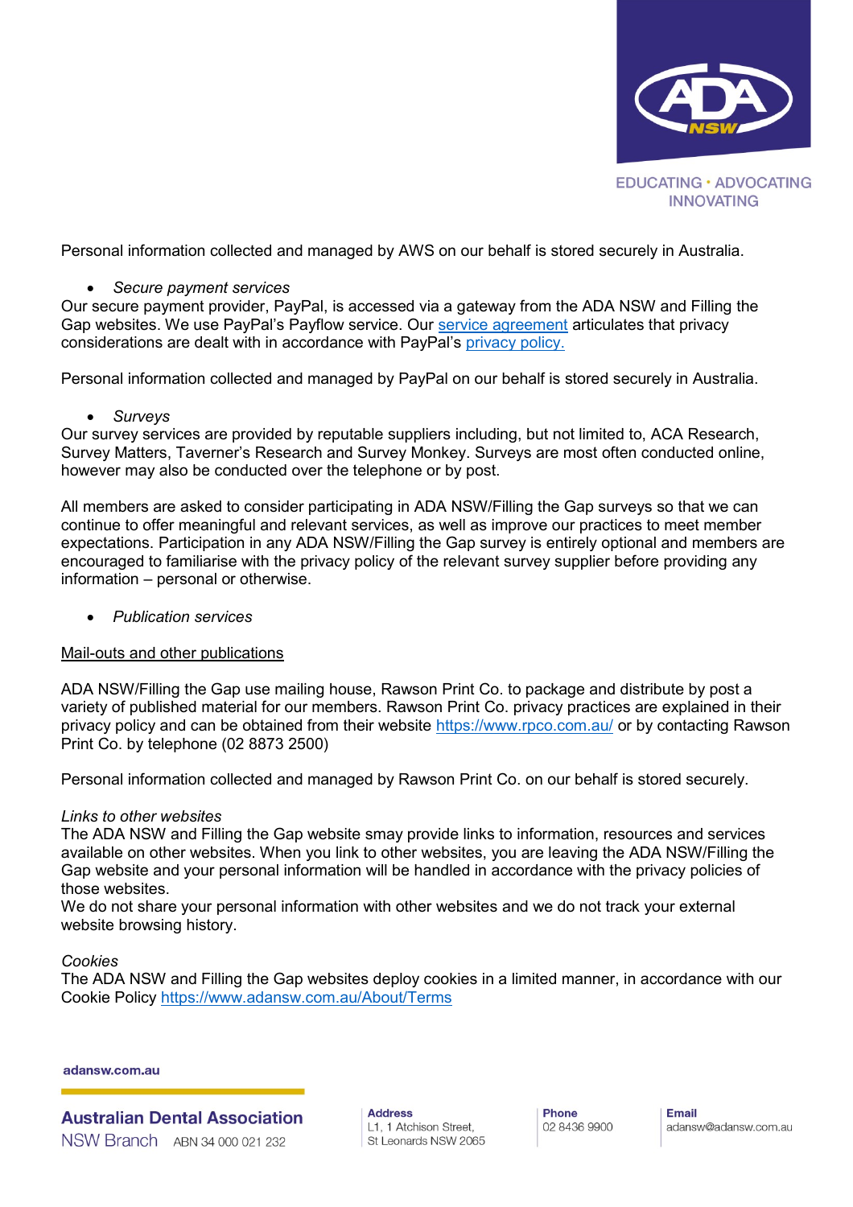Personal information collected and managed by AWS on our behalf is stored securely in Australia.

- *Secure payment services*

Our secure payment provider, PayPal, is accessed via a gateway from the ADA NSW and Filling the Gap websites. We use PayPal's Payflow service. Our service agreement articulates that privacy considerations are dealt with in accordance with PayPal's privacy policy.

Personal information collected and managed by PayPal on our behalf is stored securely in Australia.

- *Surveys*

Our survey services are provided by reputable suppliers including, but not limited to, ACA Research, Survey Matters, Taverner's Research and Survey Monkey. Surveys are most often conducted online, however may also be conducted over the telephone or by post.

All members are asked to consider participating in ADA NSW/Filling the Gap surveys so that we can continue to offer meaningful and relevant services, as well as improve our practices to meet member expectations. Participation in any ADA NSW/Filling the Gap survey is entirely optional and members are encouraged to familiarise with the privacy policy of the relevant survey supplier before providing any information – personal or otherwise.

- *Publication services*

<u>Mail-outs and other publications</u>

ADA NSW/Filling the Gap use mailing house, Rawson Print Co. to package and distribute by post a variety of published material for our members. Rawson Print Co. privacy practices are explained in their privacy policy and can be obtained from their website https://www.rpco.com.au/ or by contacting Rawson Print Co. by telephone (02 8873 2500)

Personal information collected and managed by Rawson Print Co. on our behalf is stored securely.

*Links to other websites*

The ADA NSW and Filling the Gap website smay provide links to information, resources and services available on other websites. When you link to other websites, you are leaving the ADA NSW/Filling the Gap website and your personal information will be handled in accordance with the privacy policies of those websites.

We do not share your personal information with other websites and we do not track your external website browsing history.

*Cookies*

The ADA NSW and Filling the Gap websites deploy cookies in a limited manner, in accordance with our Cookie Policy https://www.adansw.com.au/About/Terms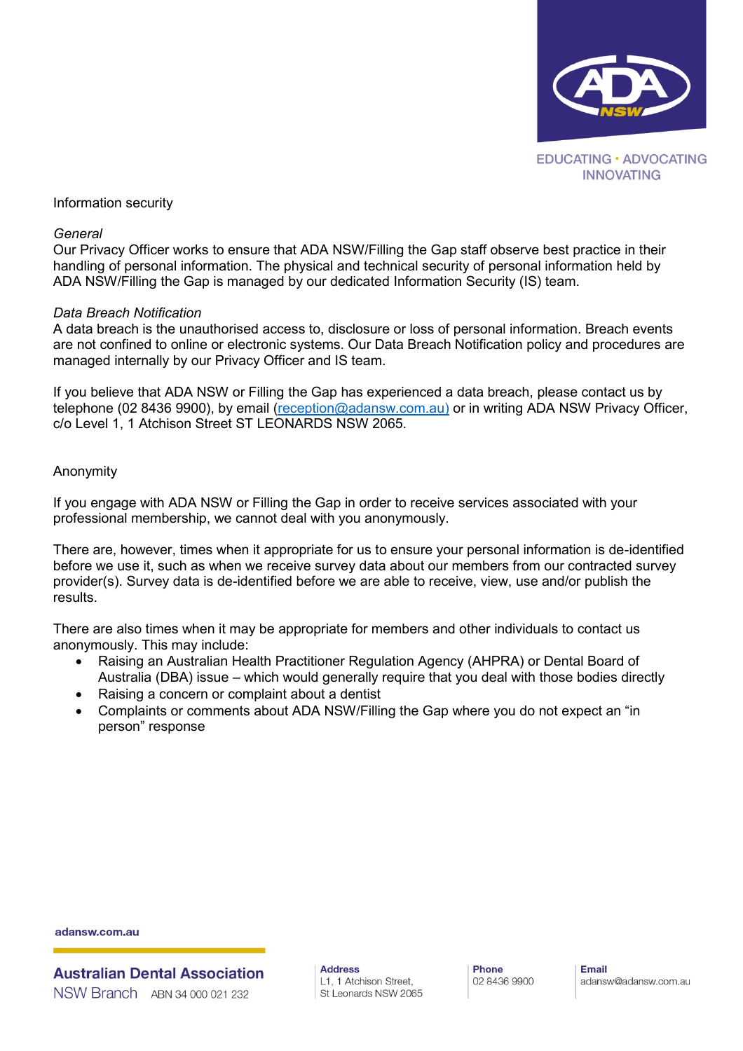## Information security

### *General*

Our Privacy Officer works to ensure that ADA NSW/Filling the Gap staff observe best practice in their handling of personal information. The physical and technical security of personal information held by ADA NSW/Filling the Gap is managed by our dedicated Information Security (IS) team.

### *Data Breach Notification*

A data breach is the unauthorised access to, disclosure or loss of personal information. Breach events are not confined to online or electronic systems. Our Data Breach Notification policy and procedures are managed internally by our Privacy Officer and IS team.

If you believe that ADA NSW or Filling the Gap has experienced a data breach, please contact us by telephone (02 8436 9900), by email (reception@adansw.com.au) or in writing ADA NSW Privacy Officer, c/o Level 1, 1 Atchison Street ST LEONARDS NSW 2065.

## Anonymity

If you engage with ADA NSW or Filling the Gap in order to receive services associated with your professional membership, we cannot deal with you anonymously.

There are, however, times when it appropriate for us to ensure your personal information is de-identified before we use it, such as when we receive survey data about our members from our contracted survey provider(s). Survey data is de-identified before we are able to receive, view, use and/or publish the results.

There are also times when it may be appropriate for members and other individuals to contact us anonymously. This may include:

- Raising an Australian Health Practitioner Regulation Agency (AHPRA) or Dental Board of Australia (DBA) issue – which would generally require that you deal with those bodies directly
- Raising a concern or complaint about a dentist
- Complaints or comments about ADA NSW/Filling the Gap where you do not expect an "in person" response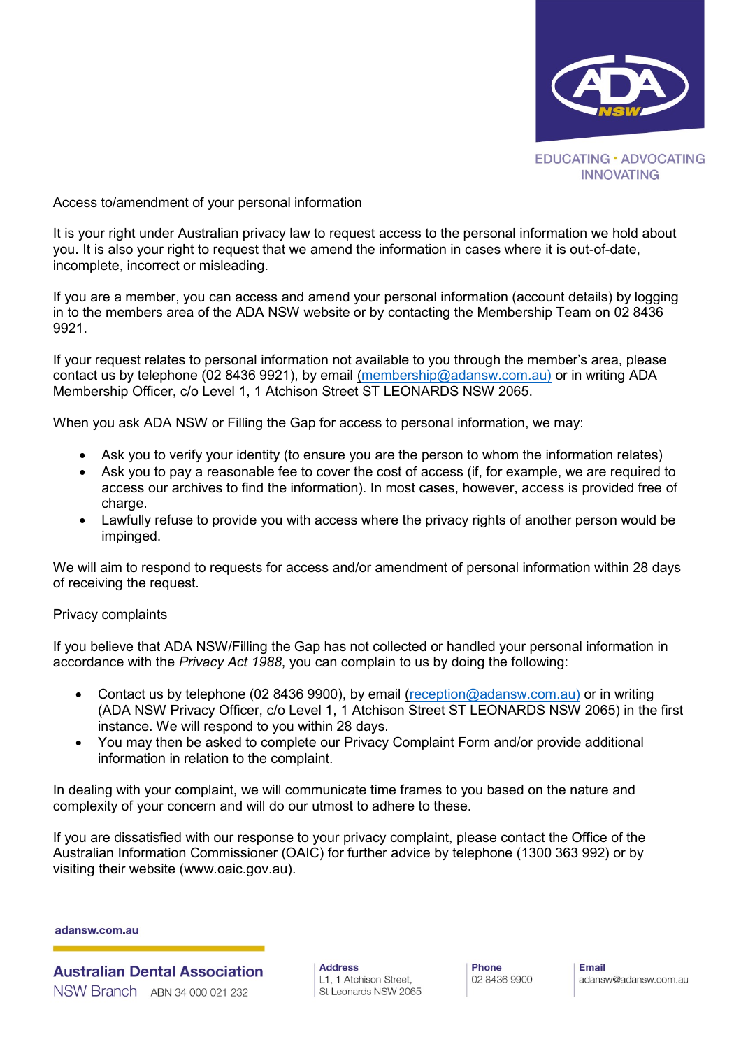Access to/amendment of your personal information

It is your right under Australian privacy law to request access to the personal information we hold about you. It is also your right to request that we amend the information in cases where it is out-of-date, incomplete, incorrect or misleading.

If you are a member, you can access and amend your personal information (account details) by logging in to the members area of the ADA NSW website or by contacting the Membership Team on 02 8436 9921.

If your request relates to personal information not available to you through the member's area, please contact us by telephone (02 8436 9921), by email (membership@adansw.com.au) or in writing ADA Membership Officer, c/o Level 1, 1 Atchison Street ST LEONARDS NSW 2065.

When you ask ADA NSW or Filling the Gap for access to personal information, we may:

- Ask you to verify your identity (to ensure you are the person to whom the information relates)
- Ask you to pay a reasonable fee to cover the cost of access (if, for example, we are required to access our archives to find the information). In most cases, however, access is provided free of charge.
- Lawfully refuse to provide you with access where the privacy rights of another person would be impinged.

We will aim to respond to requests for access and/or amendment of personal information within 28 days of receiving the request.

Privacy complaints

If you believe that ADA NSW/Filling the Gap has not collected or handled your personal information in accordance with the *Privacy Act 1988*, you can complain to us by doing the following:

- Contact us by telephone (02 8436 9900), by email (reception@adansw.com.au) or in writing (ADA NSW Privacy Officer, c/o Level 1, 1 Atchison Street ST LEONARDS NSW 2065) in the first instance. We will respond to you within 28 days.
- You may then be asked to complete our Privacy Complaint Form and/or provide additional information in relation to the complaint.

In dealing with your complaint, we will communicate time frames to you based on the nature and complexity of your concern and will do our utmost to adhere to these.

If you are dissatisfied with our response to your privacy complaint, please contact the Office of the Australian Information Commissioner (OAIC) for further advice by telephone (1300 363 992) or by visiting their website (www.oaic.gov.au).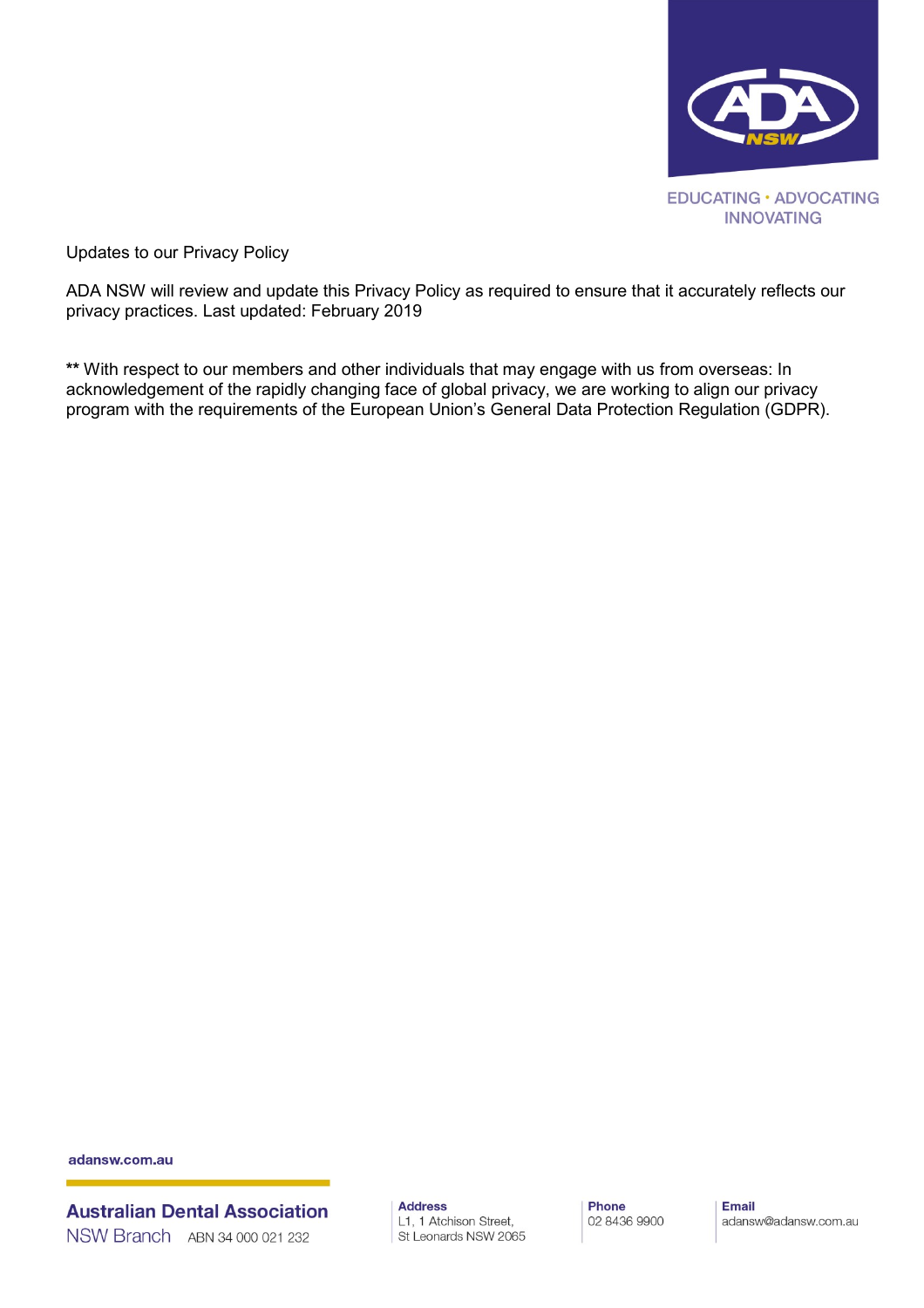Updates to our Privacy Policy

ADA NSW will review and update this Privacy Policy as required to ensure that it accurately reflects our privacy practices. Last updated: February 2019

** With respect to our members and other individuals that may engage with us from overseas: In acknowledgement of the rapidly changing face of global privacy, we are working to align our privacy program with the requirements of the European Union's General Data Protection Regulation (GDPR).